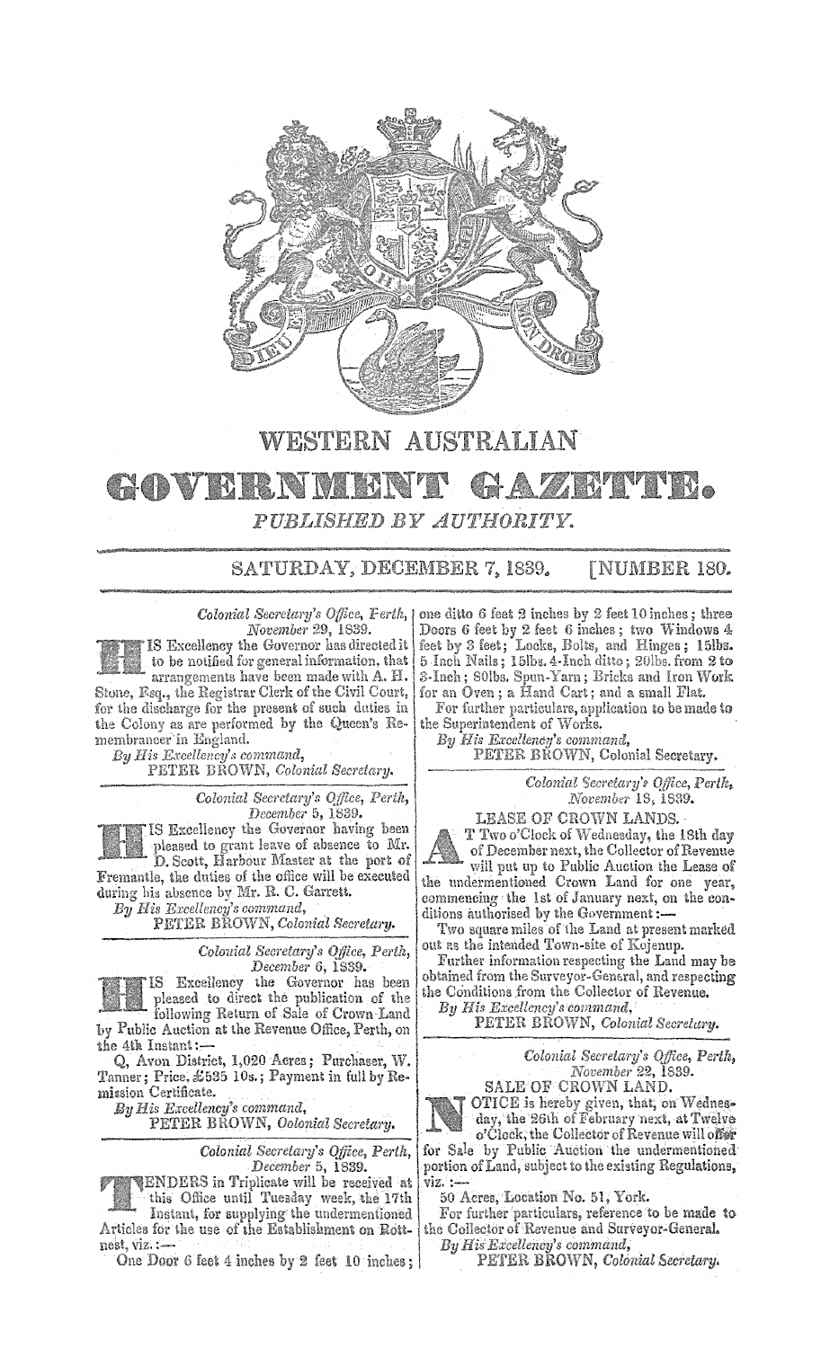# WESTERN AUSTRALIAN

# GOVERNMENT GAZETTE.

*PUBLISHED BY AUTHORITY.*

SATURDAY, DECEMBER 7, 1839. [NUMBER 180.

---

*Colonial Secretary's Office, Perth,*
*November 29, 1839.*

HIS Excellency the Governor has directed it to be notified for general information, that arrangements have been made with A. H. Stone, Esq., the Registrar Clerk of the Civil Court, for the discharge for the present of such duties in the Colony as are performed by the Queen's Remembrancer in England.

*By His Excellency's command,*
PETER BROWN, *Colonial Secretary.*

---

*Colonial Secretary's Office, Perth,*
*December 5, 1839.*

HIS Excellency the Governor having been pleased to grant leave of absence to Mr. D. Scott, Harbour Master at the port of Fremantle, the duties of the office will be executed during his absence by Mr. R. C. Garrett.

*By His Excellency's command,*
PETER BROWN, *Colonial Secretary.*

---

*Colonial Secretary's Office, Perth,*
*December 6, 1839.*

HIS Excellency the Governor has been pleased to direct the publication of the following Return of Sale of Crown Land by Public Auction at the Revenue Office, Perth, on the 4th Instant:—

Q, Avon District, 1,020 Acres; Purchaser, W. Tanner; Price, £535 10s.; Payment in full by Remission Certificate.

*By His Excellency's command,*
PETER BROWN, *Colonial Secretary.*

---

*Colonial Secretary's Office, Perth,*
*December 5, 1839.*

TENDERS in Triplicate will be received at this Office until Tuesday week, the 17th Instant, for supplying the undermentioned Articles for the use of the Establishment on Rottnest, viz.:—

One Door 6 feet 4 inches by 2 feet 10 inches; one ditto 6 feet 2 inches by 2 feet 10 inches; three Doors 6 feet by 2 feet 6 inches; two Windows 4 feet by 3 feet; Locks, Bolts, and Hinges; 15lbs. 5 Inch Nails; 15lbs. 4-Inch ditto; 20lbs. from 2 to 3-Inch; 80lbs. Spun-Yarn; Bricks and Iron Work for an Oven; a Hand Cart; and a small Flat.

For further particulars, application to be made to the Superintendent of Works.

*By His Excellency's command,*
PETER BROWN, Colonial Secretary.

---

*Colonial Secretary's Office, Perth,*
*November 18, 1839.*

LEASE OF CROWN LANDS.

AT Two o'Clock of Wednesday, the 18th day of December next, the Collector of Revenue will put up to Public Auction the Lease of the undermentioned Crown Land for one year, commencing the 1st of January next, on the conditions authorised by the Government:—

Two square miles of the Land at present marked out as the intended Town-site of Kojenup.

Further information respecting the Land may be obtained from the Surveyor-General, and respecting the Conditions from the Collector of Revenue.

*By His Excellency's command,*
PETER BROWN, *Colonial Secretary.*

---

*Colonial Secretary's Office, Perth,*
*November 22, 1839.*

SALE OF CROWN LAND.

NOTICE is hereby given, that, on Wednesday, the 26th of February next, at Twelve o'Clock, the Collector of Revenue will offer for Sale by Public Auction the undermentioned portion of Land, subject to the existing Regulations, viz.:—

50 Acres, Location No. 51, York.

For further particulars, reference to be made to the Collector of Revenue and Surveyor-General.

*By His Excellency's command,*
PETER BROWN, *Colonial Secretary.*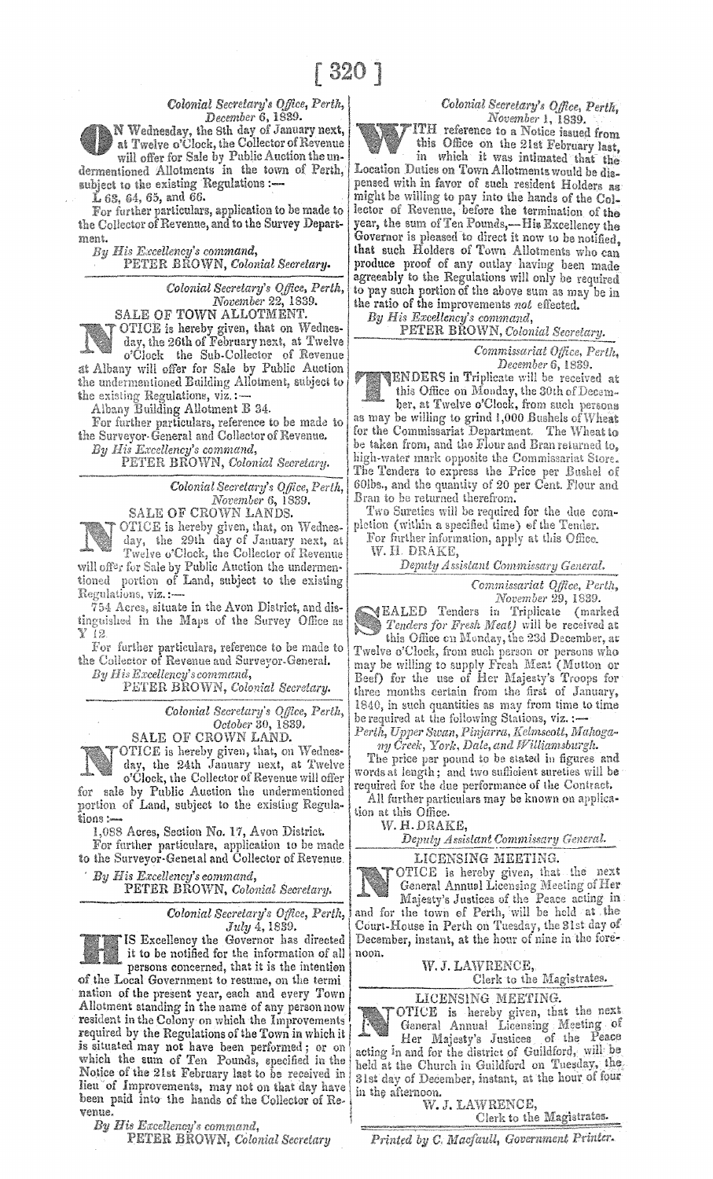*Colonial Secretary's Office, Perth, December 6, 1839.*

ON Wednesday, the 8th day of January next, at Twelve o'Clock, the Collector of Revenue will offer for Sale by Public Auction the undermentioned Allotments in the town of Perth, subject to the existing Regulations:—

L 63, 64, 65, and 66.

For further particulars, application to be made to the Collector of Revenue, and to the Survey Department.

*By His Excellency's command,*
PETER BROWN, *Colonial Secretary.*

---

*Colonial Secretary's Office, Perth, November 22, 1839.*

SALE OF TOWN ALLOTMENT.

NOTICE is hereby given, that on Wednesday, the 26th of February next, at Twelve o'Clock the Sub-Collector of Revenue at Albany will offer for Sale by Public Auction the undermentioned Building Allotment, subject to the existing Regulations, viz.:—

Albany Building Allotment B 34.

For further particulars, reference to be made to the Surveyor-General and Collector of Revenue.

*By His Excellency's command,*
PETER BROWN, *Colonial Secretary.*

---

*Colonial Secretary's Office, Perth, November 6, 1839.*

SALE OF CROWN LANDS.

NOTICE is hereby given, that, on Wednesday, the 29th day of January next, at Twelve o'Clock, the Collector of Revenue will offer for Sale by Public Auction the undermentioned portion of Land, subject to the existing Regulations, viz.:—

754 Acres, situate in the Avon District, and distinguished in the Maps of the Survey Office as Y 12.

For further particulars, reference to be made to the Collector of Revenue and Surveyor-General.

*By His Excellency's command,*
PETER BROWN, *Colonial Secretary.*

---

*Colonial Secretary's Office, Perth, October 30, 1839.*

SALE OF CROWN LAND.

NOTICE is hereby given, that, on Wednesday, the 24th January next, at Twelve o'Clock, the Collector of Revenue will offer for sale by Public Auction the undermentioned portion of Land, subject to the existing Regulations:—

1,088 Acres, Section No. 17, Avon District.

For further particulars, application to be made to the Surveyor-General and Collector of Revenue.

*By His Excellency's command,*
PETER BROWN, *Colonial Secretary.*

---

*Colonial Secretary's Office, Perth, July 4, 1839.*

HIS Excellency the Governor has directed it to be notified for the information of all persons concerned, that it is the intention of the Local Government to resume, on the termination of the present year, each and every Town Allotment standing in the name of any person now resident in the Colony on which the Improvements required by the Regulations of the Town in which it is situated may not have been performed; or on which the sum of Ten Pounds, specified in the Notice of the 21st February last to be received in lieu of Improvements, may not on that day have been paid into the hands of the Collector of Revenue.

*By His Excellency's command,*
PETER BROWN, *Colonial Secretary*

---

*Colonial Secretary's Office, Perth, November 1, 1839.*

WITH reference to a Notice issued from this Office on the 21st February last, in which it was intimated that the Location Duties on Town Allotments would be dispensed with in favor of such resident Holders as might be willing to pay into the hands of the Collector of Revenue, before the termination of the year, the sum of Ten Pounds,—His Excellency the Governor is pleased to direct it now to be notified, that such Holders of Town Allotments who can produce proof of any outlay having been made agreeably to the Regulations will only be required to pay such portion of the above sum as may be in the ratio of the improvements *not* effected.

*By His Excellency's command,*
PETER BROWN, *Colonial Secretary.*

---

*Commissariat Office, Perth, December 6, 1839.*

TENDERS in Triplicate will be received at this Office on Monday, the 30th of December, at Twelve o'Clock, from such persons as may be willing to grind 1,000 Bushels of Wheat for the Commissariat Department. The Wheat to be taken from, and the Flour and Bran returned to, high-water mark opposite the Commissariat Store. The Tenders to express the Price per Bushel of 60lbs., and the quantity of 20 per Cent. Flour and Bran to be returned therefrom.

Two Sureties will be required for the due completion (within a specified time) of the Tender.

For further information, apply at this Office.

W. H. DRAKE,
*Deputy Assistant Commissary General.*

---

*Commissariat Office, Perth, November 29, 1839.*

SEALED Tenders in Triplicate (marked *Tenders for Fresh Meat*) will be received at this Office on Monday, the 23d December, at Twelve o'Clock, from such person or persons who may be willing to supply Fresh Meat (Mutton or Beef) for the use of Her Majesty's Troops for three months certain from the first of January, 1840, in such quantities as may from time to time be required at the following Stations, viz.:—

*Perth, Upper Swan, Pinjarra, Kelmscott, Mahogany Creek, York, Dale, and Williamsburgh.*

The price per pound to be stated in figures and words at length; and two sufficient sureties will be required for the due performance of the Contract.

All further particulars may be known on application at this Office.

W. H. DRAKE,
*Deputy Assistant Commissary General.*

---

LICENSING MEETING.

NOTICE is hereby given, that the next General Annual Licensing Meeting of Her Majesty's Justices of the Peace acting in and for the town of Perth, will be held at the Court-House in Perth on Tuesday, the 31st day of December, instant, at the hour of nine in the forenoon.

W. J. LAWRENCE,
Clerk to the Magistrates.

---

LICENSING MEETING.

NOTICE is hereby given, that the next General Annual Licensing Meeting of Her Majesty's Justices of the Peace acting in and for the district of Guildford, will be held at the Church in Guildford on Tuesday, the 31st day of December, instant, at the hour of four in the afternoon.

W. J. LAWRENCE,
Clerk to the Magistrates.

---

*Printed by C. Macfaull, Government Printer.*